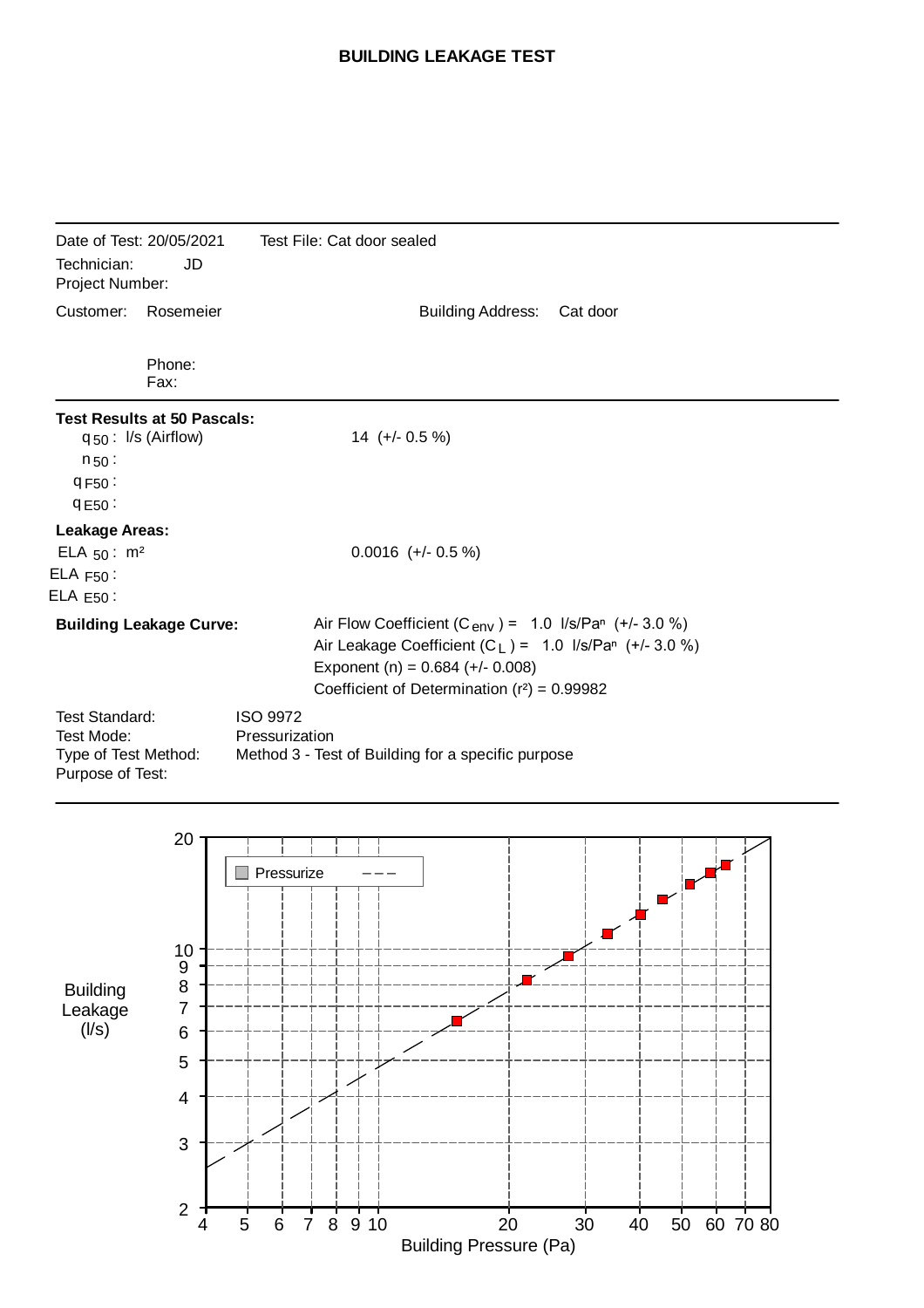# BUILDING LEAKAGE TEST

Date of Test: 20/05/2021 Test File: Cat door sealed

Technician: JD

Project Number:

Customer: Rosemeier Building Address: Cat door

Phone:

Fax:

**Test Results at 50 Pascals:**

| | |
|---|---|
| $q_{50}$ : l/s (Airflow) | 14 (+/- 0.5 %) |
| $n_{50}$ : | |
| $q_{F50}$ : | |
| $q_{E50}$ : | |

**Leakage Areas:**

| | |
|---|---|
| $ELA_{50}$ : m² | 0.0016 (+/- 0.5 %) |
| $ELA_{F50}$ : | |
| $ELA_{E50}$ : | |

**Building Leakage Curve:**

Air Flow Coefficient ($C_{env}$) = 1.0 l/s/Pa$^n$ (+/- 3.0 %)

Air Leakage Coefficient ($C_L$) = 1.0 l/s/Pa$^n$ (+/- 3.0 %)

Exponent (n) = 0.684 (+/- 0.008)

Coefficient of Determination ($r^2$) = 0.99982

| | |
|---|---|
| Test Standard: | ISO 9972 |
| Test Mode: | Pressurization |
| Type of Test Method: | Method 3 - Test of Building for a specific purpose |
| Purpose of Test: | |

Building Leakage (l/s)

Pressurize

Building Pressure (Pa)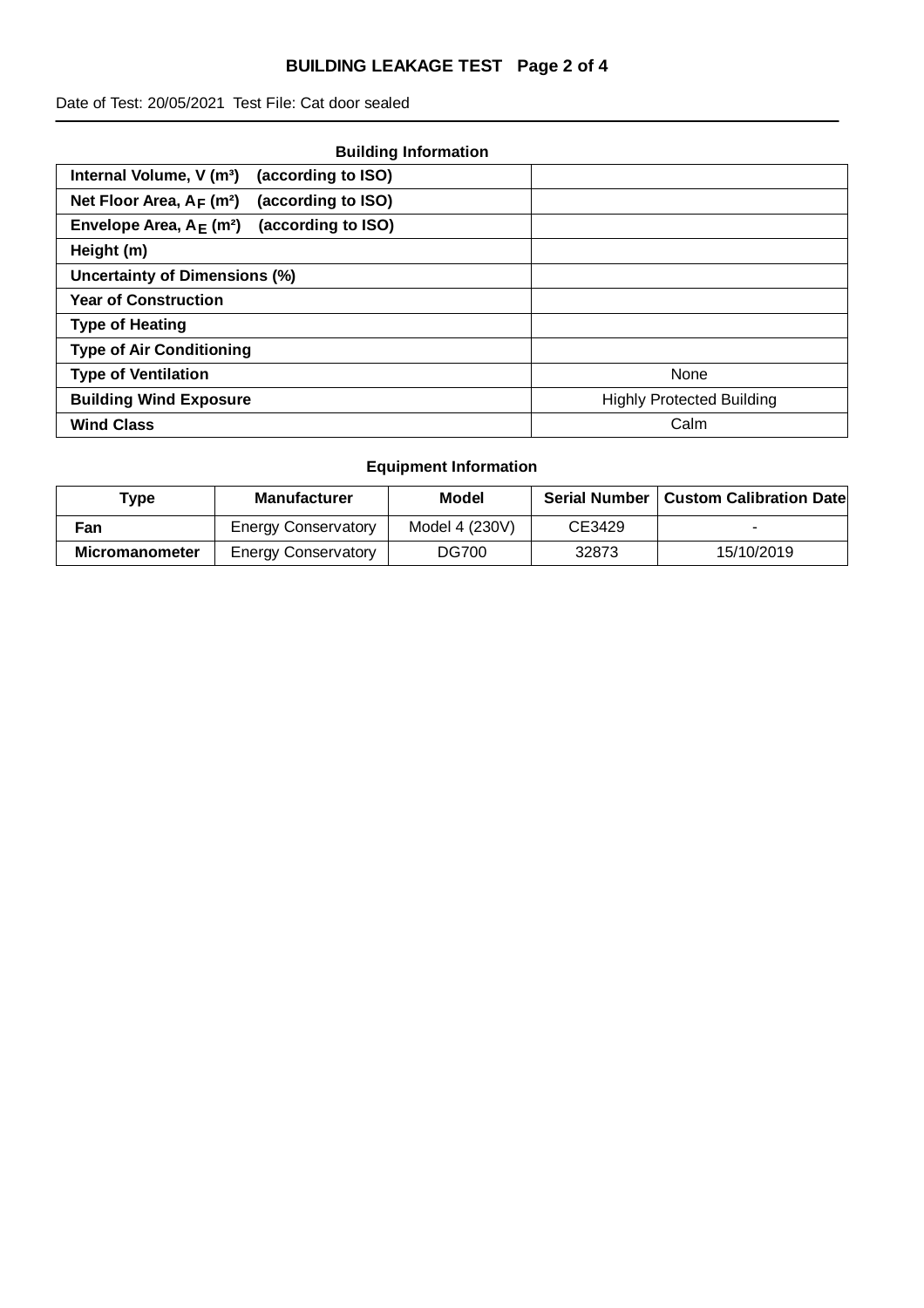# BUILDING LEAKAGE TEST

Date of Test: 20/05/2021 Test File: Cat door sealed

## Building Information

| | |
|---|---|
| **Internal Volume, V ($m^3$) (according to ISO)** | |
| **Net Floor Area, $A_F$ ($m^2$) (according to ISO)** | |
| **Envelope Area, $A_E$ ($m^2$) (according to ISO)** | |
| **Height (m)** | |
| **Uncertainty of Dimensions (%)** | |
| **Year of Construction** | |
| **Type of Heating** | |
| **Type of Air Conditioning** | |
| **Type of Ventilation** | None |
| **Building Wind Exposure** | Highly Protected Building |
| **Wind Class** | Calm |

## Equipment Information

| Type | Manufacturer | Model | Serial Number | Custom Calibration Date |
|---|---|---|---|---|
| **Fan** | Energy Conservatory | Model 4 (230V) | CE3429 | - |
| **Micromanometer** | Energy Conservatory | DG700 | 32873 | 15/10/2019 |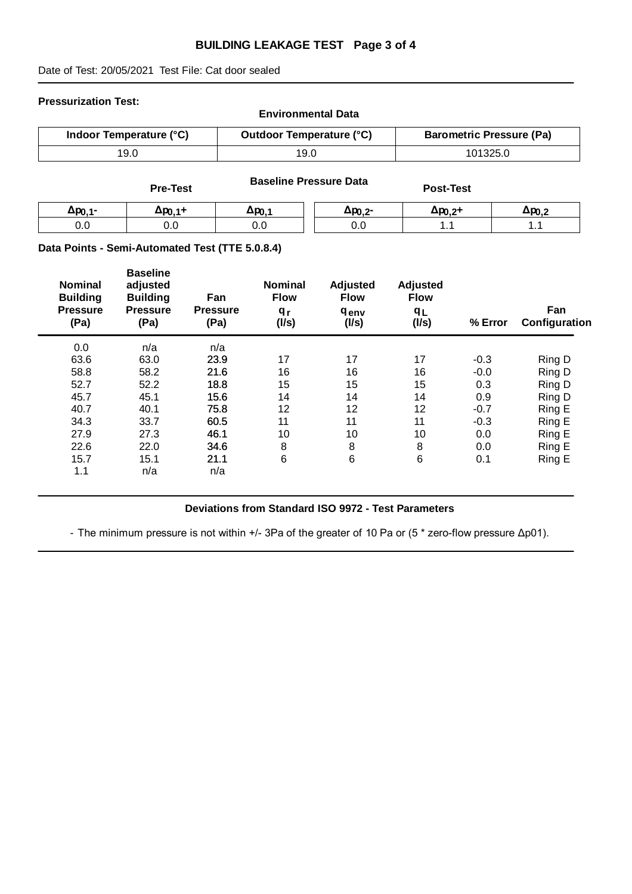# BUILDING LEAKAGE TEST

Date of Test: 20/05/2021 Test File: Cat door sealed

**Pressurization Test:**

**Environmental Data**

| Indoor Temperature (°C) | Outdoor Temperature (°C) | Barometric Pressure (Pa) |
|---|---|---|
| 19.0 | 19.0 | 101325.0 |

**Baseline Pressure Data**

| Pre-Test | | | Post-Test | | |
|---|---|---|---|---|---|
| $\Delta p_{0,1-}$ | $\Delta p_{0,1+}$ | $\Delta p_{0,1}$ | $\Delta p_{0,2-}$ | $\Delta p_{0,2+}$ | $\Delta p_{0,2}$ |
| 0.0 | 0.0 | 0.0 | 0.0 | 1.1 | 1.1 |

**Data Points - Semi-Automated Test (TTE 5.0.8.4)**

| Nominal Building Pressure (Pa) | Baseline adjusted Building Pressure (Pa) | Fan Pressure (Pa) | Nominal Flow $q_r$ (l/s) | Adjusted Flow $q_{env}$ (l/s) | Adjusted Flow $q_L$ (l/s) | % Error | Fan Configuration |
|---|---|---|---|---|---|---|---|
| 0.0 | n/a | n/a | | | | | |
| 63.6 | 63.0 | 23.9 | 17 | 17 | 17 | -0.3 | Ring D |
| 58.8 | 58.2 | 21.6 | 16 | 16 | 16 | -0.0 | Ring D |
| 52.7 | 52.2 | 18.8 | 15 | 15 | 15 | 0.3 | Ring D |
| 45.7 | 45.1 | 15.6 | 14 | 14 | 14 | 0.9 | Ring D |
| 40.7 | 40.1 | 75.8 | 12 | 12 | 12 | -0.7 | Ring E |
| 34.3 | 33.7 | 60.5 | 11 | 11 | 11 | -0.3 | Ring E |
| 27.9 | 27.3 | 46.1 | 10 | 10 | 10 | 0.0 | Ring E |
| 22.6 | 22.0 | 34.6 | 8 | 8 | 8 | 0.0 | Ring E |
| 15.7 | 15.1 | 21.1 | 6 | 6 | 6 | 0.1 | Ring E |
| 1.1 | n/a | n/a | | | | | |

**Deviations from Standard ISO 9972 - Test Parameters**

- The minimum pressure is not within +/- 3Pa of the greater of 10 Pa or (5 * zero-flow pressure $\Delta p01$).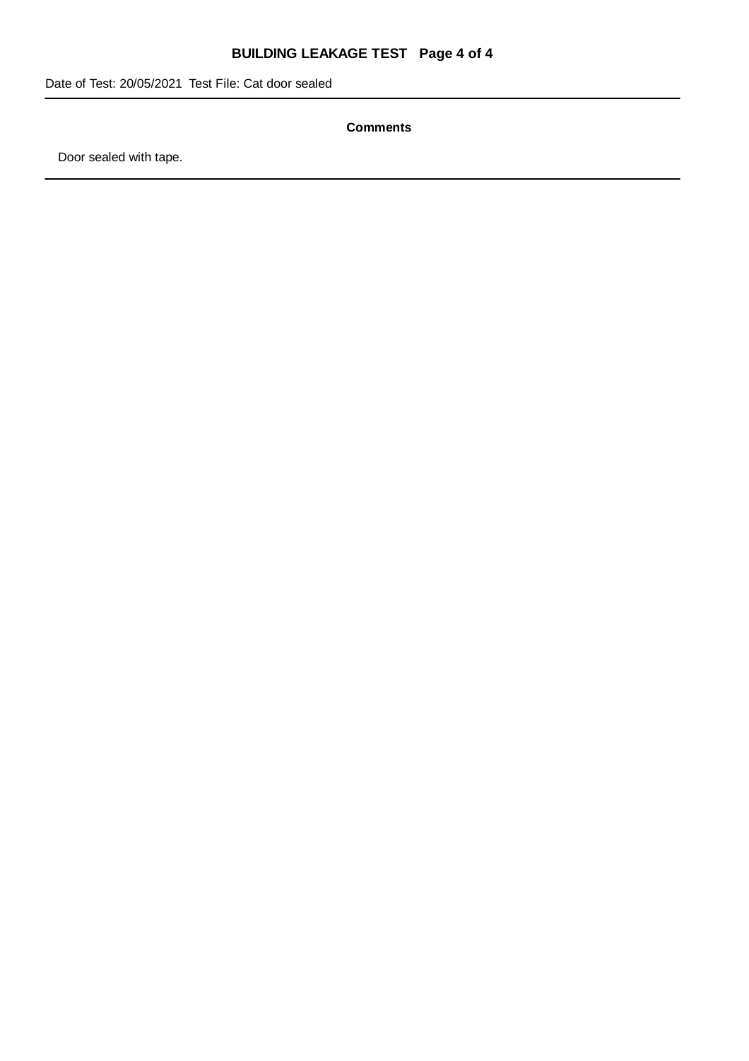Date of Test: 20/05/2021 Test File: Cat door sealed

### Comments

Door sealed with tape.